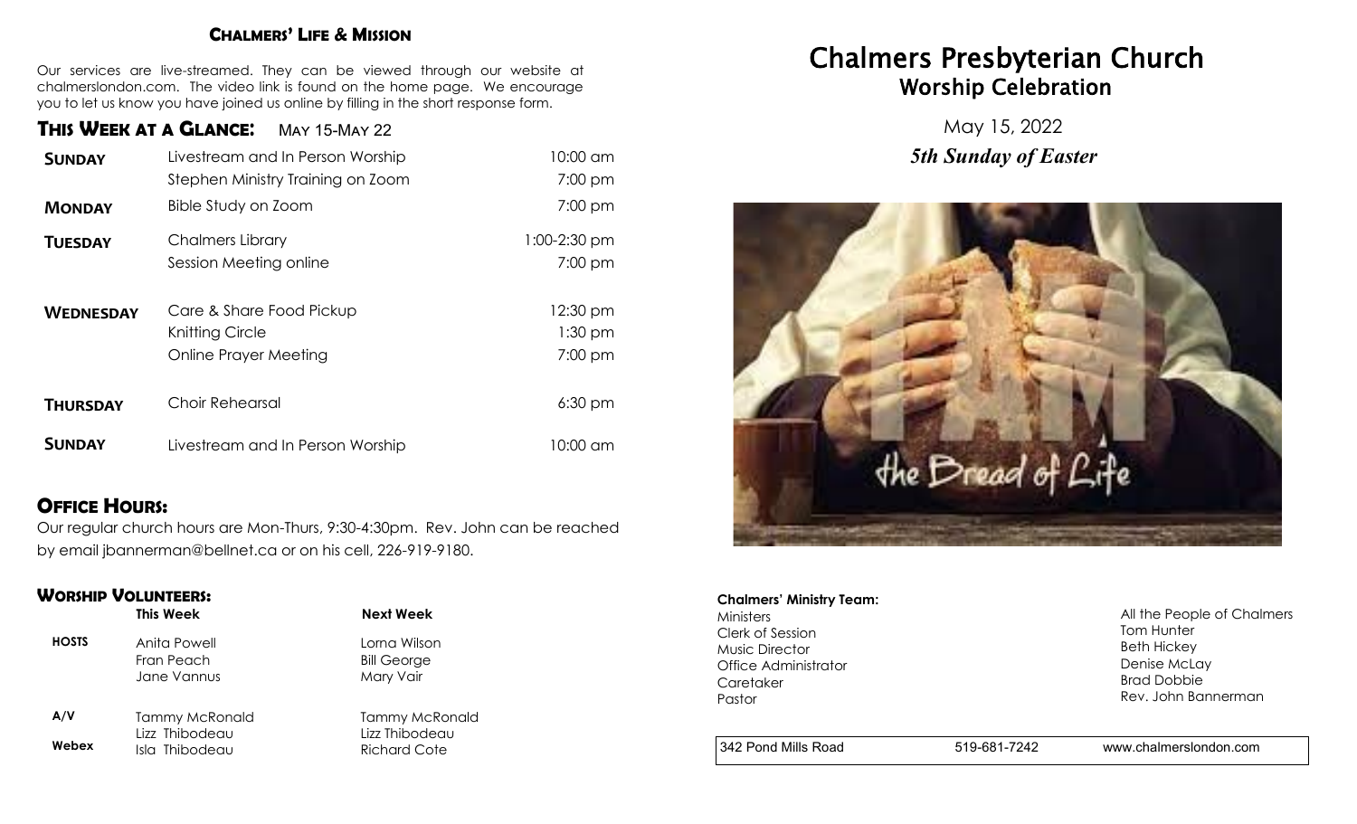## Chalmers' Life & Mission

Our services are live-streamed. They can be viewed through our website at chalmerslondon.com. The video link is found on the home page. We encourage you to let us know you have joined us online by filling in the short response form.

## This Week at a Glance: May 15-May 22

| | | |
|---|---|---|
| **Sunday** | Livestream and In Person Worship | 10:00 am |
| | Stephen Ministry Training on Zoom | 7:00 pm |
| **Monday** | Bible Study on Zoom | 7:00 pm |
| **Tuesday** | Chalmers Library | 1:00-2:30 pm |
| | Session Meeting online | 7:00 pm |
| **Wednesday** | Care & Share Food Pickup | 12:30 pm |
| | Knitting Circle | 1:30 pm |
| | Online Prayer Meeting | 7:00 pm |
| **Thursday** | Choir Rehearsal | 6:30 pm |
| **Sunday** | Livestream and In Person Worship | 10:00 am |

## Office Hours:

Our regular church hours are Mon-Thurs, 9:30-4:30pm. Rev. John can be reached by email jbannerman@bellnet.ca or on his cell, 226-919-9180.

## Worship Volunteers:

| | This Week | Next Week |
|---|---|---|
| **HOSTS** | Anita Powell<br>Fran Peach<br>Jane Vannus | Lorna Wilson<br>Bill George<br>Mary Vair |
| **A/V**<br>**Webex** | Tammy McRonald<br>Lizz Thibodeau<br>Isla Thibodeau | Tammy McRonald<br>Lizz Thibodeau<br>Richard Cote |

# Chalmers Presbyterian Church
## Worship Celebration

May 15, 2022

***5th Sunday of Easter***

I AM the Bread of Life

**Chalmers' Ministry Team:**

| | |
|---|---|
| Ministers | All the People of Chalmers |
| Clerk of Session | Tom Hunter |
| Music Director | Beth Hickey |
| Office Administrator | Denise McLay |
| Caretaker | Brad Dobbie |
| Pastor | Rev. John Bannerman |

342 Pond Mills Road 519-681-7242 www.chalmerslondon.com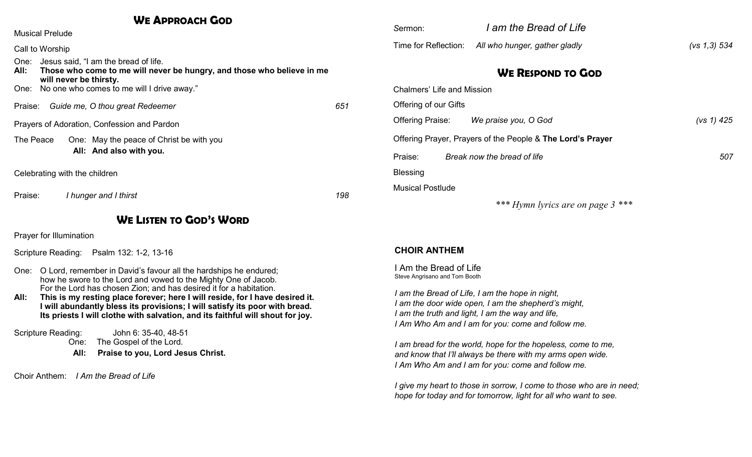## We Approach God

Musical Prelude

Call to Worship

One: Jesus said, "I am the bread of life.
**All: Those who come to me will never be hungry, and those who believe in me will never be thirsty.**
One: No one who comes to me will I drive away."

Praise: *Guide me, O thou great Redeemer* 651

Prayers of Adoration, Confession and Pardon

The Peace One: May the peace of Christ be with you
**All: And also with you.**

Celebrating with the children

Praise: *I hunger and I thirst* 198

## We Listen to God's Word

Prayer for Illumination

Scripture Reading: Psalm 132: 1-2, 13-16

One: O Lord, remember in David's favour all the hardships he endured;
how he swore to the Lord and vowed to the Mighty One of Jacob.
For the Lord has chosen Zion; and has desired it for a habitation.
**All: This is my resting place forever; here I will reside, for I have desired it.
I will abundantly bless its provisions; I will satisfy its poor with bread.
Its priests I will clothe with salvation, and its faithful will shout for joy.**

Scripture Reading: John 6: 35-40, 48-51
One: The Gospel of the Lord.
**All: Praise to you, Lord Jesus Christ.**

Choir Anthem: *I Am the Bread of Life*

Sermon: *I am the Bread of Life*

Time for Reflection: *All who hunger, gather gladly* (vs 1,3) 534

## We Respond to God

Chalmers' Life and Mission

Offering of our Gifts

Offering Praise: *We praise you, O God* (vs 1) 425

Offering Prayer, Prayers of the People & **The Lord's Prayer**

Praise: *Break now the bread of life* 507

Blessing

Musical Postlude

*\*\*\* Hymn lyrics are on page 3 \*\*\**

### CHOIR ANTHEM

I Am the Bread of Life
Steve Angrisano and Tom Booth

*I am the Bread of Life, I am the hope in night,
I am the door wide open, I am the shepherd's might,
I am the truth and light, I am the way and life,
I Am Who Am and I am for you: come and follow me.*

*I am bread for the world, hope for the hopeless, come to me,
and know that I'll always be there with my arms open wide.
I Am Who Am and I am for you: come and follow me.*

*I give my heart to those in sorrow, I come to those who are in need;
hope for today and for tomorrow, light for all who want to see.*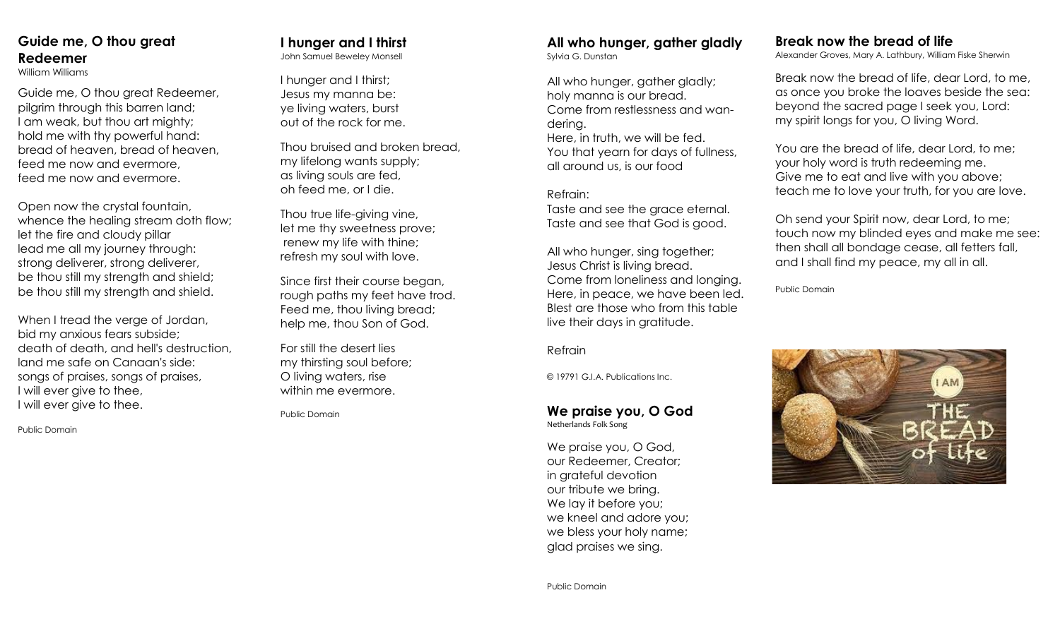## Guide me, O thou great Redeemer

William Williams

Guide me, O thou great Redeemer,
pilgrim through this barren land;
I am weak, but thou art mighty;
hold me with thy powerful hand:
bread of heaven, bread of heaven,
feed me now and evermore,
feed me now and evermore.

Open now the crystal fountain,
whence the healing stream doth flow;
let the fire and cloudy pillar
lead me all my journey through:
strong deliverer, strong deliverer,
be thou still my strength and shield;
be thou still my strength and shield.

When I tread the verge of Jordan,
bid my anxious fears subside;
death of death, and hell's destruction,
land me safe on Canaan's side:
songs of praises, songs of praises,
I will ever give to thee,
I will ever give to thee.

Public Domain

## I hunger and I thirst

John Samuel Beweley Monsell

I hunger and I thirst;
Jesus my manna be:
ye living waters, burst
out of the rock for me.

Thou bruised and broken bread,
my lifelong wants supply;
as living souls are fed,
oh feed me, or I die.

Thou true life-giving vine,
let me thy sweetness prove;
renew my life with thine;
refresh my soul with love.

Since first their course began,
rough paths my feet have trod.
Feed me, thou living bread;
help me, thou Son of God.

For still the desert lies
my thirsting soul before;
O living waters, rise
within me evermore.

Public Domain

## All who hunger, gather gladly

Sylvia G. Dunstan

All who hunger, gather gladly;
holy manna is our bread.
Come from restlessness and wan-
dering.
Here, in truth, we will be fed.
You that yearn for days of fullness,
all around us, is our food

Refrain:
Taste and see the grace eternal.
Taste and see that God is good.

All who hunger, sing together;
Jesus Christ is living bread.
Come from loneliness and longing.
Here, in peace, we have been led.
Blest are those who from this table
live their days in gratitude.

Refrain

© 19791 G.I.A. Publications Inc.

## We praise you, O God

Netherlands Folk Song

We praise you, O God,
our Redeemer, Creator;
in grateful devotion
our tribute we bring.
We lay it before you;
we kneel and adore you;
we bless your holy name;
glad praises we sing.

Public Domain

## Break now the bread of life

Alexander Groves, Mary A. Lathbury, William Fiske Sherwin

Break now the bread of life, dear Lord, to me,
as once you broke the loaves beside the sea:
beyond the sacred page I seek you, Lord:
my spirit longs for you, O living Word.

You are the bread of life, dear Lord, to me;
your holy word is truth redeeming me.
Give me to eat and live with you above;
teach me to love your truth, for you are love.

Oh send your Spirit now, dear Lord, to me;
touch now my blinded eyes and make me see:
then shall all bondage cease, all fetters fall,
and I shall find my peace, my all in all.

Public Domain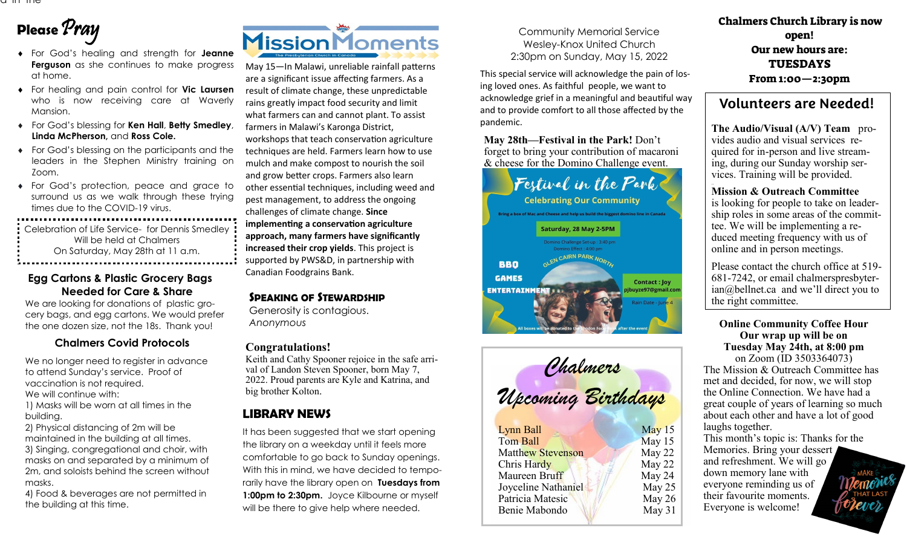# Please *Pray*

- For God's healing and strength for **Jeanne Ferguson** as she continues to make progress at home.
- For healing and pain control for **Vic Laursen** who is now receiving care at Waverly Mansion.
- For God's blessing for **Ken Hall**, **Betty Smedley**, **Linda McPherson**, and **Ross Cole.**
- For God's blessing on the participants and the leaders in the Stephen Ministry training on Zoom.
- For God's protection, peace and grace to surround us as we walk through these trying times due to the COVID-19 virus.

Celebration of Life Service- for Dennis Smedley
Will be held at Chalmers
On Saturday, May 28th at 11 a.m.

## Egg Cartons & Plastic Grocery Bags Needed for Care & Share

We are looking for donations of plastic grocery bags, and egg cartons. We would prefer the one dozen size, not the 18s. Thank you!

## Chalmers Covid Protocols

We no longer need to register in advance to attend Sunday's service. Proof of vaccination is not required.
We will continue with:
1) Masks will be worn at all times in the building.
2) Physical distancing of 2m will be maintained in the building at all times.
3) Singing, congregational and choir, with masks on and separated by a minimum of 2m, and soloists behind the screen without masks.
4) Food & beverages are not permitted in the building at this time.

## Mission Moments

The Presbyterian Church in Canada

May 15—In Malawi, unreliable rainfall patterns are a significant issue affecting farmers. As a result of climate change, these unpredictable rains greatly impact food security and limit what farmers can and cannot plant. To assist farmers in Malawi's Karonga District, workshops that teach conservation agriculture techniques are held. Farmers learn how to use mulch and make compost to nourish the soil and grow better crops. Farmers also learn other essential techniques, including weed and pest management, to address the ongoing challenges of climate change. **Since implementing a conservation agriculture approach, many farmers have significantly increased their crop yields**. This project is supported by PWS&D, in partnership with Canadian Foodgrains Bank.

## Speaking of Stewardship

Generosity is contagious.
*Anonymous*

## Congratulations!

Keith and Cathy Spooner rejoice in the safe arrival of Landon Steven Spooner, born May 7, 2022. Proud parents are Kyle and Katrina, and big brother Kolton.

## LIBRARY NEWS

It has been suggested that we start opening the library on a weekday until it feels more comfortable to go back to Sunday openings. With this in mind, we have decided to temporarily have the library open on **Tuesdays from 1:00pm to 2:30pm.** Joyce Kilbourne or myself will be there to give help where needed.

Community Memorial Service
Wesley-Knox United Church
2:30pm on Sunday, May 15, 2022

This special service will acknowledge the pain of losing loved ones. As faithful people, we want to acknowledge grief in a meaningful and beautiful way and to provide comfort to all those affected by the pandemic.

**May 28th—Festival in the Park!** Don't forget to bring your contribution of macaroni & cheese for the Domino Challenge event.

*Festival in the Park*
Celebrating Our Community
Bring a box of Mac and Cheese and help us build the biggest domino line in Canada
Saturday, 28 May 2-5PM
Domino Challenge Set-up : 3:40 pm
Domino Effect : 4:00 pm
GLEN CAIRN PARK NORTH
BBQ
GAMES
ENTERTAINMENT
Contact : Joy
pjbuyze97@gmail.com
Rain Date - June 4
All boxes will be donated to the London Food Bank after the event

## *Chalmers Upcoming Birthdays*

| | |
|---|---|
| Lynn Ball | May 15 |
| Tom Ball | May 15 |
| Matthew Stevenson | May 22 |
| Chris Hardy | May 22 |
| Maureen Bruff | May 24 |
| Joyceline Nathaniel | May 25 |
| Patricia Matesic | May 26 |
| Benie Mabondo | May 31 |

**Chalmers Church Library is now open!**
**Our new hours are:**
**TUESDAYS**
**From 1:00—2:30pm**

## Volunteers are Needed!

**The Audio/Visual (A/V) Team** provides audio and visual services required for in-person and live streaming, during our Sunday worship services. Training will be provided.

**Mission & Outreach Committee** is looking for people to take on leadership roles in some areas of the committee. We will be implementing a reduced meeting frequency with us of online and in person meetings.

Please contact the church office at 519-681-7242, or email chalmerspresbyterian@bellnet.ca and we'll direct you to the right committee.

**Online Community Coffee Hour**
**Our wrap up will be on**
**Tuesday May 24th, at 8:00 pm**
on Zoom (ID 3503364073)

The Mission & Outreach Committee has met and decided, for now, we will stop the Online Connection. We have had a great couple of years of learning so much about each other and have a lot of good laughs together.
This month's topic is: Thanks for the Memories. Bring your dessert and refreshment. We will go down memory lane with everyone reminding us of their favourite moments. Everyone is welcome!

MAKE Memories THAT LAST forever